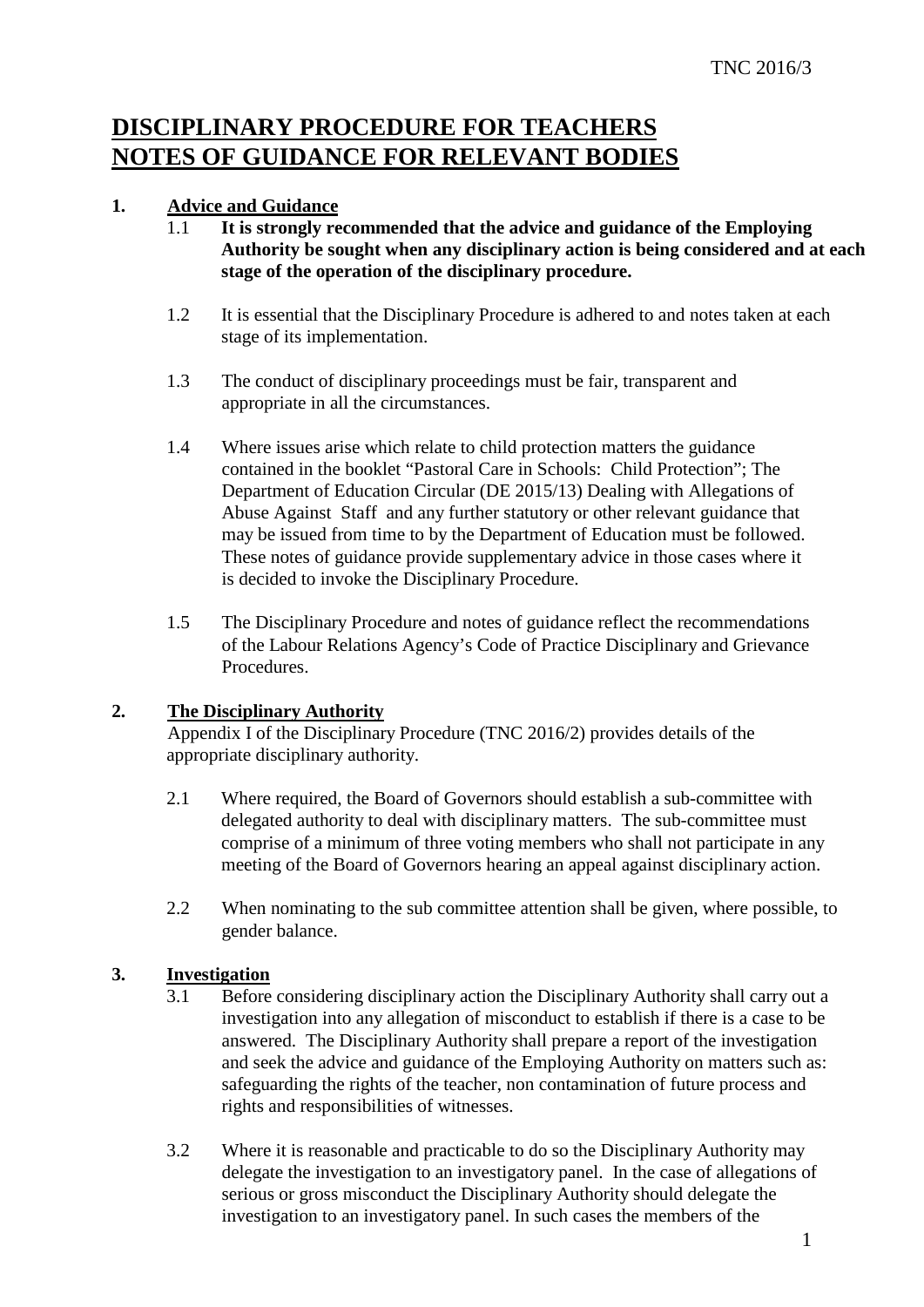# DISCIPLINARY PROCEDURE FOR TEACHERS
# NOTES OF GUIDANCE FOR RELEVANT BODIES

## 1. Advice and Guidance

1.1 **It is strongly recommended that the advice and guidance of the Employing Authority be sought when any disciplinary action is being considered and at each stage of the operation of the disciplinary procedure.**

1.2 It is essential that the Disciplinary Procedure is adhered to and notes taken at each stage of its implementation.

1.3 The conduct of disciplinary proceedings must be fair, transparent and appropriate in all the circumstances.

1.4 Where issues arise which relate to child protection matters the guidance contained in the booklet "Pastoral Care in Schools: Child Protection"; The Department of Education Circular (DE 2015/13) Dealing with Allegations of Abuse Against Staff and any further statutory or other relevant guidance that may be issued from time to by the Department of Education must be followed. These notes of guidance provide supplementary advice in those cases where it is decided to invoke the Disciplinary Procedure.

1.5 The Disciplinary Procedure and notes of guidance reflect the recommendations of the Labour Relations Agency's Code of Practice Disciplinary and Grievance Procedures.

## 2. The Disciplinary Authority

Appendix I of the Disciplinary Procedure (TNC 2016/2) provides details of the appropriate disciplinary authority.

2.1 Where required, the Board of Governors should establish a sub-committee with delegated authority to deal with disciplinary matters. The sub-committee must comprise of a minimum of three voting members who shall not participate in any meeting of the Board of Governors hearing an appeal against disciplinary action.

2.2 When nominating to the sub committee attention shall be given, where possible, to gender balance.

## 3. Investigation

3.1 Before considering disciplinary action the Disciplinary Authority shall carry out a investigation into any allegation of misconduct to establish if there is a case to be answered. The Disciplinary Authority shall prepare a report of the investigation and seek the advice and guidance of the Employing Authority on matters such as: safeguarding the rights of the teacher, non contamination of future process and rights and responsibilities of witnesses.

3.2 Where it is reasonable and practicable to do so the Disciplinary Authority may delegate the investigation to an investigatory panel. In the case of allegations of serious or gross misconduct the Disciplinary Authority should delegate the investigation to an investigatory panel. In such cases the members of the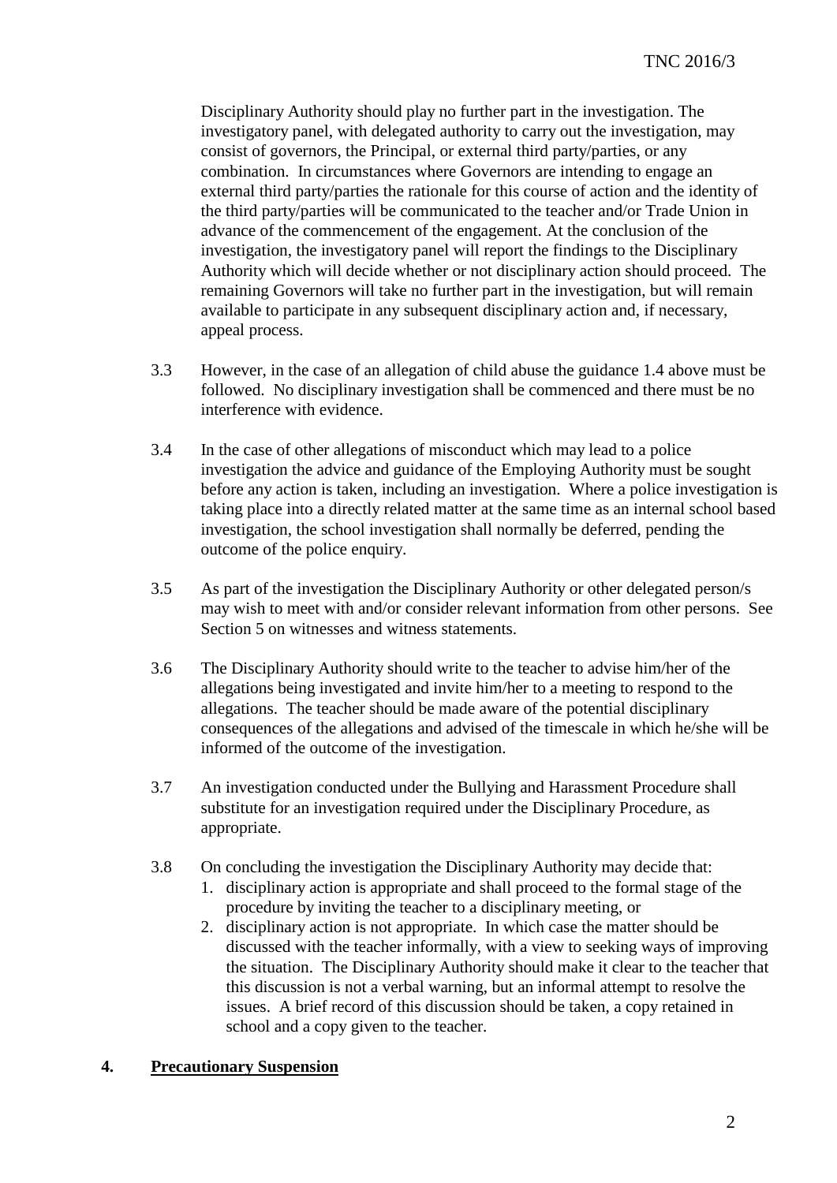Disciplinary Authority should play no further part in the investigation. The investigatory panel, with delegated authority to carry out the investigation, may consist of governors, the Principal, or external third party/parties, or any combination. In circumstances where Governors are intending to engage an external third party/parties the rationale for this course of action and the identity of the third party/parties will be communicated to the teacher and/or Trade Union in advance of the commencement of the engagement. At the conclusion of the investigation, the investigatory panel will report the findings to the Disciplinary Authority which will decide whether or not disciplinary action should proceed. The remaining Governors will take no further part in the investigation, but will remain available to participate in any subsequent disciplinary action and, if necessary, appeal process.

3.3 However, in the case of an allegation of child abuse the guidance 1.4 above must be followed. No disciplinary investigation shall be commenced and there must be no interference with evidence.

3.4 In the case of other allegations of misconduct which may lead to a police investigation the advice and guidance of the Employing Authority must be sought before any action is taken, including an investigation. Where a police investigation is taking place into a directly related matter at the same time as an internal school based investigation, the school investigation shall normally be deferred, pending the outcome of the police enquiry.

3.5 As part of the investigation the Disciplinary Authority or other delegated person/s may wish to meet with and/or consider relevant information from other persons. See Section 5 on witnesses and witness statements.

3.6 The Disciplinary Authority should write to the teacher to advise him/her of the allegations being investigated and invite him/her to a meeting to respond to the allegations. The teacher should be made aware of the potential disciplinary consequences of the allegations and advised of the timescale in which he/she will be informed of the outcome of the investigation.

3.7 An investigation conducted under the Bullying and Harassment Procedure shall substitute for an investigation required under the Disciplinary Procedure, as appropriate.

3.8 On concluding the investigation the Disciplinary Authority may decide that:

1. disciplinary action is appropriate and shall proceed to the formal stage of the procedure by inviting the teacher to a disciplinary meeting, or
2. disciplinary action is not appropriate. In which case the matter should be discussed with the teacher informally, with a view to seeking ways of improving the situation. The Disciplinary Authority should make it clear to the teacher that this discussion is not a verbal warning, but an informal attempt to resolve the issues. A brief record of this discussion should be taken, a copy retained in school and a copy given to the teacher.

## 4. Precautionary Suspension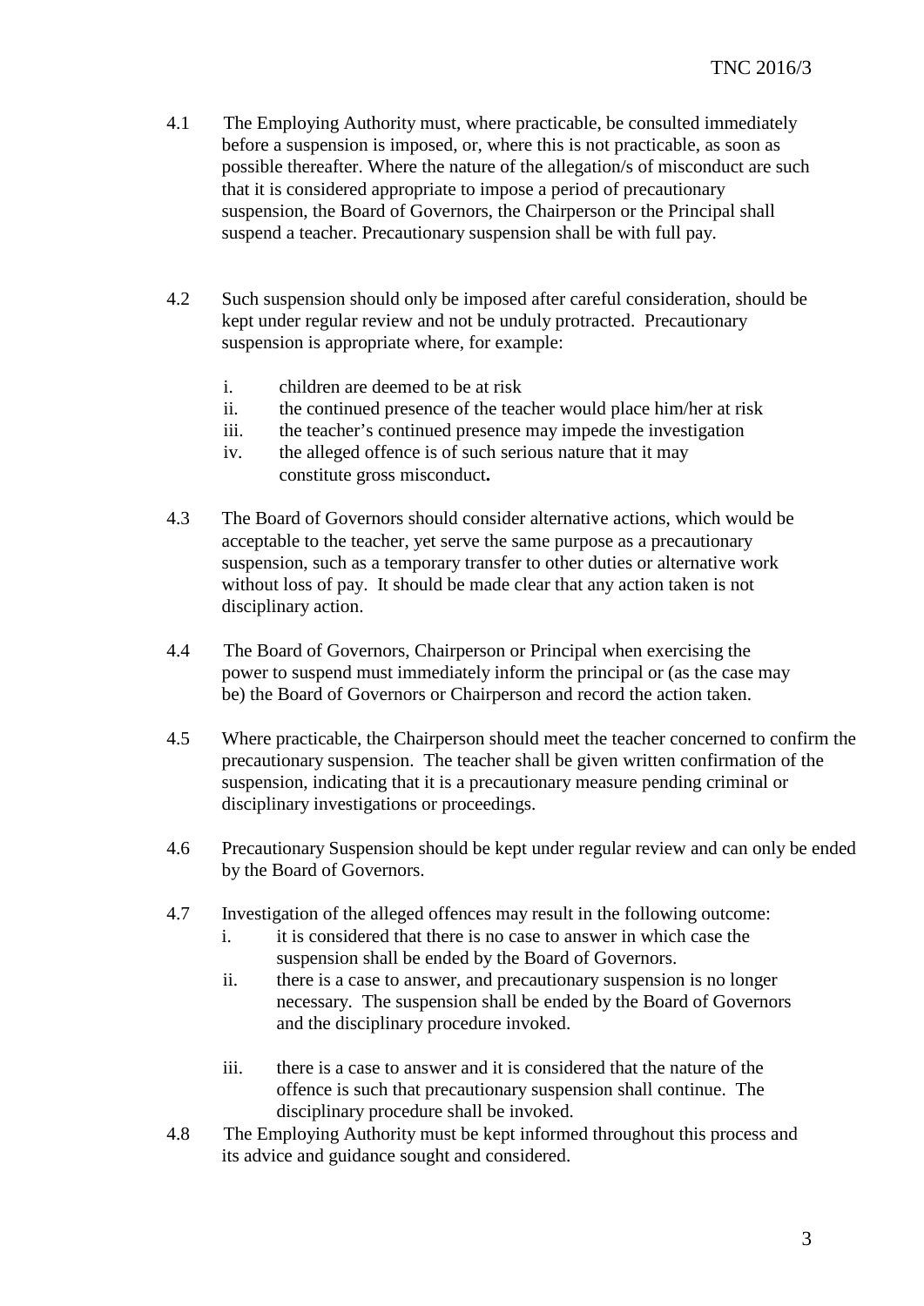4.1 The Employing Authority must, where practicable, be consulted immediately before a suspension is imposed, or, where this is not practicable, as soon as possible thereafter. Where the nature of the allegation/s of misconduct are such that it is considered appropriate to impose a period of precautionary suspension, the Board of Governors, the Chairperson or the Principal shall suspend a teacher. Precautionary suspension shall be with full pay.

4.2 Such suspension should only be imposed after careful consideration, should be kept under regular review and not be unduly protracted. Precautionary suspension is appropriate where, for example:

   i. children are deemed to be at risk
   ii. the continued presence of the teacher would place him/her at risk
   iii. the teacher's continued presence may impede the investigation
   iv. the alleged offence is of such serious nature that it may constitute gross misconduct**.**

4.3 The Board of Governors should consider alternative actions, which would be acceptable to the teacher, yet serve the same purpose as a precautionary suspension, such as a temporary transfer to other duties or alternative work without loss of pay. It should be made clear that any action taken is not disciplinary action.

4.4 The Board of Governors, Chairperson or Principal when exercising the power to suspend must immediately inform the principal or (as the case may be) the Board of Governors or Chairperson and record the action taken.

4.5 Where practicable, the Chairperson should meet the teacher concerned to confirm the precautionary suspension. The teacher shall be given written confirmation of the suspension, indicating that it is a precautionary measure pending criminal or disciplinary investigations or proceedings.

4.6 Precautionary Suspension should be kept under regular review and can only be ended by the Board of Governors.

4.7 Investigation of the alleged offences may result in the following outcome:

   i. it is considered that there is no case to answer in which case the suspension shall be ended by the Board of Governors.
   ii. there is a case to answer, and precautionary suspension is no longer necessary. The suspension shall be ended by the Board of Governors and the disciplinary procedure invoked.
   iii. there is a case to answer and it is considered that the nature of the offence is such that precautionary suspension shall continue. The disciplinary procedure shall be invoked.

4.8 The Employing Authority must be kept informed throughout this process and its advice and guidance sought and considered.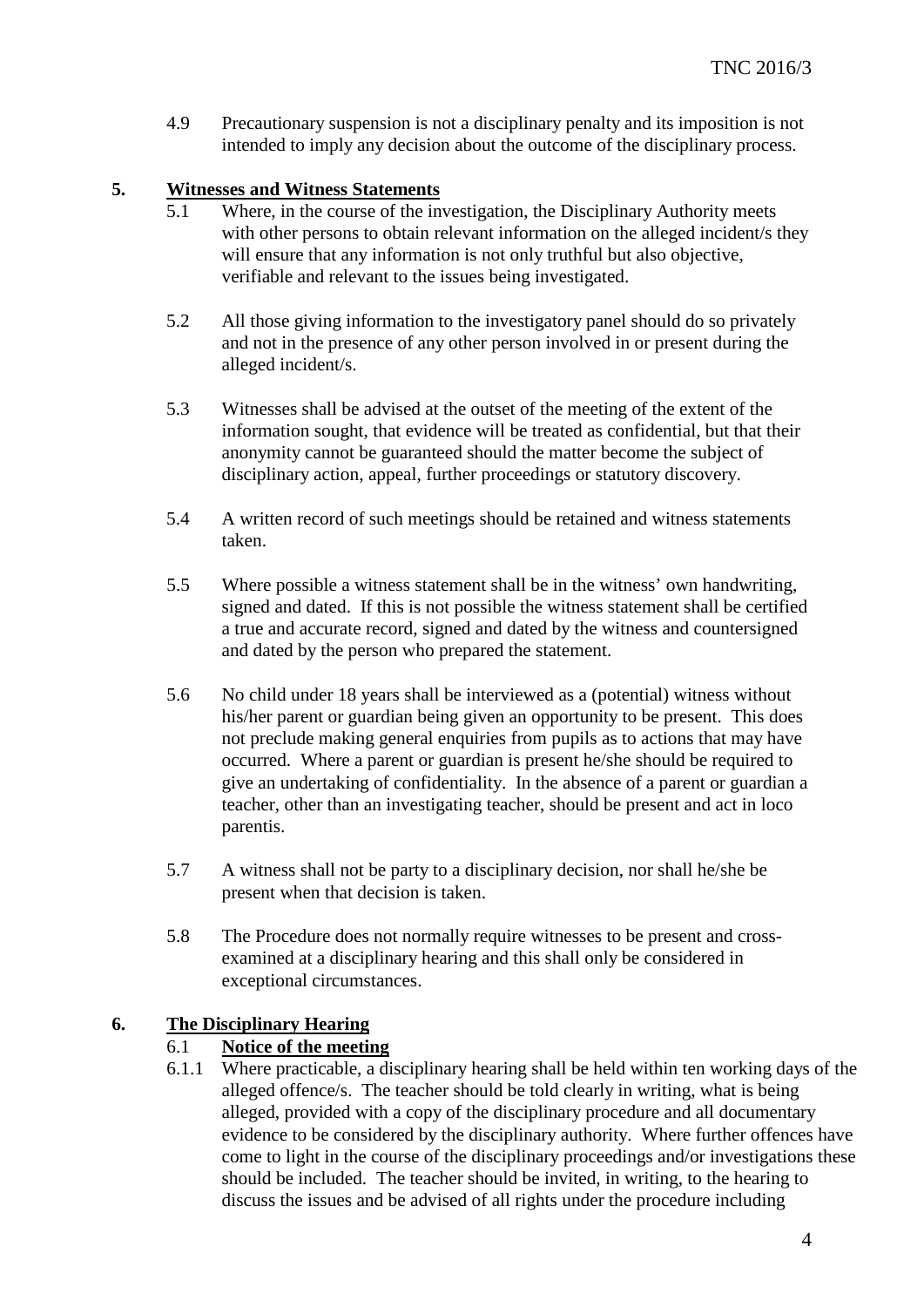4.9 Precautionary suspension is not a disciplinary penalty and its imposition is not intended to imply any decision about the outcome of the disciplinary process.

## 5. Witnesses and Witness Statements

5.1 Where, in the course of the investigation, the Disciplinary Authority meets with other persons to obtain relevant information on the alleged incident/s they will ensure that any information is not only truthful but also objective, verifiable and relevant to the issues being investigated.

5.2 All those giving information to the investigatory panel should do so privately and not in the presence of any other person involved in or present during the alleged incident/s.

5.3 Witnesses shall be advised at the outset of the meeting of the extent of the information sought, that evidence will be treated as confidential, but that their anonymity cannot be guaranteed should the matter become the subject of disciplinary action, appeal, further proceedings or statutory discovery.

5.4 A written record of such meetings should be retained and witness statements taken.

5.5 Where possible a witness statement shall be in the witness' own handwriting, signed and dated. If this is not possible the witness statement shall be certified a true and accurate record, signed and dated by the witness and countersigned and dated by the person who prepared the statement.

5.6 No child under 18 years shall be interviewed as a (potential) witness without his/her parent or guardian being given an opportunity to be present. This does not preclude making general enquiries from pupils as to actions that may have occurred. Where a parent or guardian is present he/she should be required to give an undertaking of confidentiality. In the absence of a parent or guardian a teacher, other than an investigating teacher, should be present and act in loco parentis.

5.7 A witness shall not be party to a disciplinary decision, nor shall he/she be present when that decision is taken.

5.8 The Procedure does not normally require witnesses to be present and cross-examined at a disciplinary hearing and this shall only be considered in exceptional circumstances.

## 6. The Disciplinary Hearing

### 6.1 Notice of the meeting

6.1.1 Where practicable, a disciplinary hearing shall be held within ten working days of the alleged offence/s. The teacher should be told clearly in writing, what is being alleged, provided with a copy of the disciplinary procedure and all documentary evidence to be considered by the disciplinary authority. Where further offences have come to light in the course of the disciplinary proceedings and/or investigations these should be included. The teacher should be invited, in writing, to the hearing to discuss the issues and be advised of all rights under the procedure including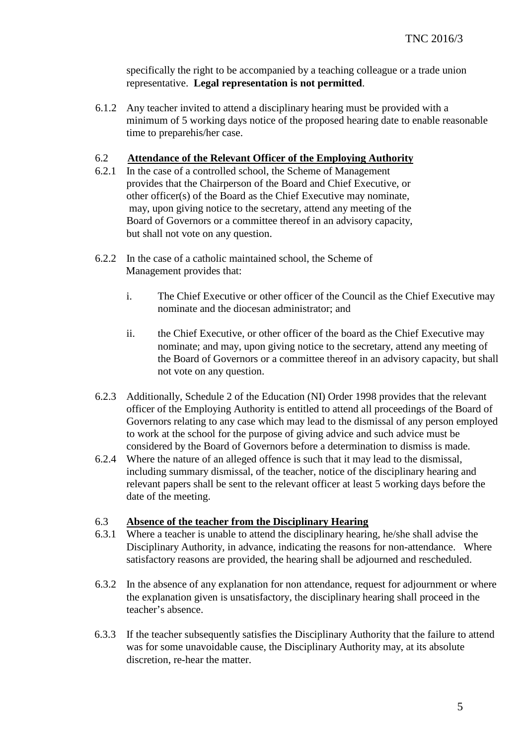specifically the right to be accompanied by a teaching colleague or a trade union representative. **Legal representation is not permitted**.

6.1.2 Any teacher invited to attend a disciplinary hearing must be provided with a minimum of 5 working days notice of the proposed hearing date to enable reasonable time to preparehis/her case.

### 6.2 Attendance of the Relevant Officer of the Employing Authority

6.2.1 In the case of a controlled school, the Scheme of Management provides that the Chairperson of the Board and Chief Executive, or other officer(s) of the Board as the Chief Executive may nominate, may, upon giving notice to the secretary, attend any meeting of the Board of Governors or a committee thereof in an advisory capacity, but shall not vote on any question.

6.2.2 In the case of a catholic maintained school, the Scheme of Management provides that:

i. The Chief Executive or other officer of the Council as the Chief Executive may nominate and the diocesan administrator; and

ii. the Chief Executive, or other officer of the board as the Chief Executive may nominate; and may, upon giving notice to the secretary, attend any meeting of the Board of Governors or a committee thereof in an advisory capacity, but shall not vote on any question.

6.2.3 Additionally, Schedule 2 of the Education (NI) Order 1998 provides that the relevant officer of the Employing Authority is entitled to attend all proceedings of the Board of Governors relating to any case which may lead to the dismissal of any person employed to work at the school for the purpose of giving advice and such advice must be considered by the Board of Governors before a determination to dismiss is made.

6.2.4 Where the nature of an alleged offence is such that it may lead to the dismissal, including summary dismissal, of the teacher, notice of the disciplinary hearing and relevant papers shall be sent to the relevant officer at least 5 working days before the date of the meeting.

### 6.3 Absence of the teacher from the Disciplinary Hearing

6.3.1 Where a teacher is unable to attend the disciplinary hearing, he/she shall advise the Disciplinary Authority, in advance, indicating the reasons for non-attendance. Where satisfactory reasons are provided, the hearing shall be adjourned and rescheduled.

6.3.2 In the absence of any explanation for non attendance, request for adjournment or where the explanation given is unsatisfactory, the disciplinary hearing shall proceed in the teacher's absence.

6.3.3 If the teacher subsequently satisfies the Disciplinary Authority that the failure to attend was for some unavoidable cause, the Disciplinary Authority may, at its absolute discretion, re-hear the matter.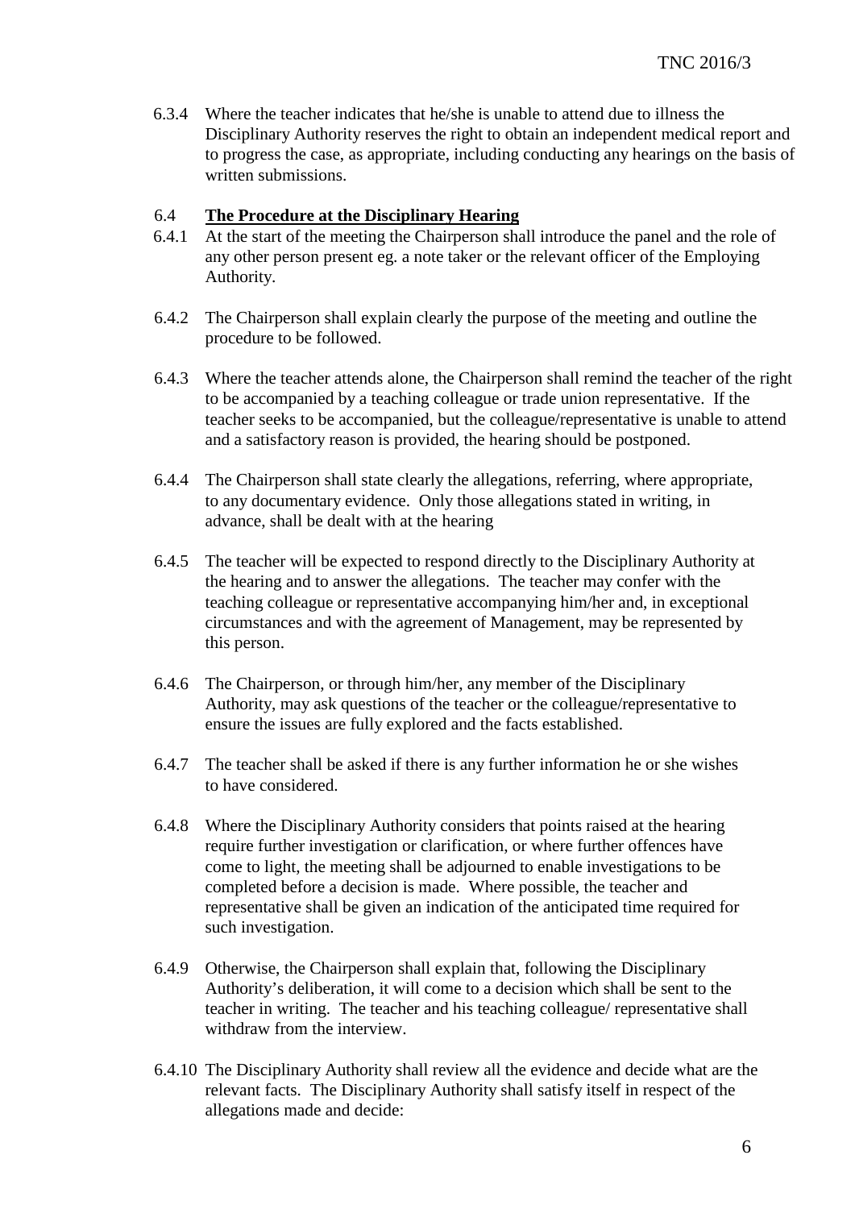6.3.4 Where the teacher indicates that he/she is unable to attend due to illness the Disciplinary Authority reserves the right to obtain an independent medical report and to progress the case, as appropriate, including conducting any hearings on the basis of written submissions.

## 6.4 **The Procedure at the Disciplinary Hearing**

6.4.1 At the start of the meeting the Chairperson shall introduce the panel and the role of any other person present eg. a note taker or the relevant officer of the Employing Authority.

6.4.2 The Chairperson shall explain clearly the purpose of the meeting and outline the procedure to be followed.

6.4.3 Where the teacher attends alone, the Chairperson shall remind the teacher of the right to be accompanied by a teaching colleague or trade union representative. If the teacher seeks to be accompanied, but the colleague/representative is unable to attend and a satisfactory reason is provided, the hearing should be postponed.

6.4.4 The Chairperson shall state clearly the allegations, referring, where appropriate, to any documentary evidence. Only those allegations stated in writing, in advance, shall be dealt with at the hearing

6.4.5 The teacher will be expected to respond directly to the Disciplinary Authority at the hearing and to answer the allegations. The teacher may confer with the teaching colleague or representative accompanying him/her and, in exceptional circumstances and with the agreement of Management, may be represented by this person.

6.4.6 The Chairperson, or through him/her, any member of the Disciplinary Authority, may ask questions of the teacher or the colleague/representative to ensure the issues are fully explored and the facts established.

6.4.7 The teacher shall be asked if there is any further information he or she wishes to have considered.

6.4.8 Where the Disciplinary Authority considers that points raised at the hearing require further investigation or clarification, or where further offences have come to light, the meeting shall be adjourned to enable investigations to be completed before a decision is made. Where possible, the teacher and representative shall be given an indication of the anticipated time required for such investigation.

6.4.9 Otherwise, the Chairperson shall explain that, following the Disciplinary Authority's deliberation, it will come to a decision which shall be sent to the teacher in writing. The teacher and his teaching colleague/ representative shall withdraw from the interview.

6.4.10 The Disciplinary Authority shall review all the evidence and decide what are the relevant facts. The Disciplinary Authority shall satisfy itself in respect of the allegations made and decide: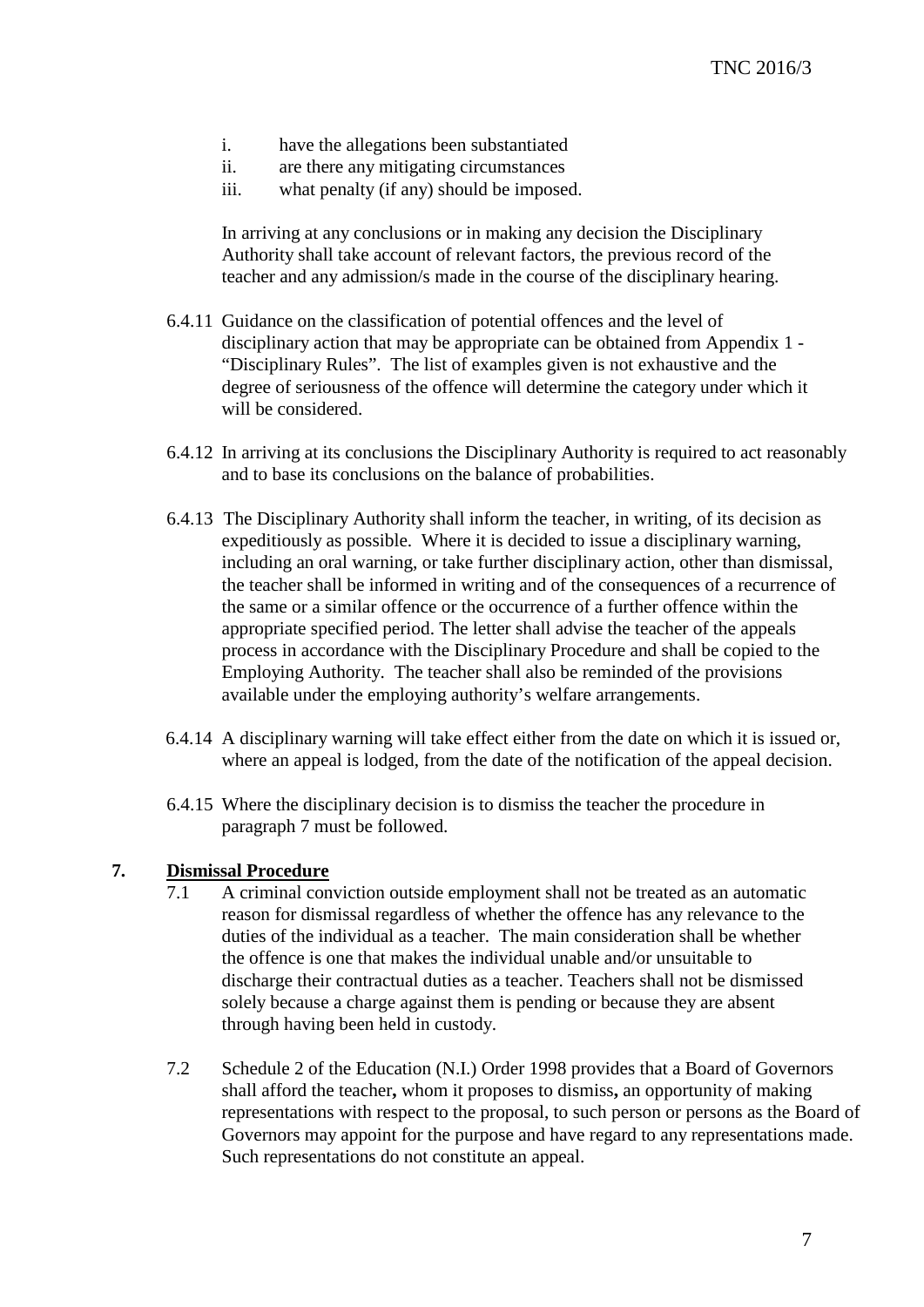i. have the allegations been substantiated
ii. are there any mitigating circumstances
iii. what penalty (if any) should be imposed.

In arriving at any conclusions or in making any decision the Disciplinary Authority shall take account of relevant factors, the previous record of the teacher and any admission/s made in the course of the disciplinary hearing.

6.4.11 Guidance on the classification of potential offences and the level of disciplinary action that may be appropriate can be obtained from Appendix 1 - “Disciplinary Rules”. The list of examples given is not exhaustive and the degree of seriousness of the offence will determine the category under which it will be considered.

6.4.12 In arriving at its conclusions the Disciplinary Authority is required to act reasonably and to base its conclusions on the balance of probabilities.

6.4.13 The Disciplinary Authority shall inform the teacher, in writing, of its decision as expeditiously as possible. Where it is decided to issue a disciplinary warning, including an oral warning, or take further disciplinary action, other than dismissal, the teacher shall be informed in writing and of the consequences of a recurrence of the same or a similar offence or the occurrence of a further offence within the appropriate specified period. The letter shall advise the teacher of the appeals process in accordance with the Disciplinary Procedure and shall be copied to the Employing Authority. The teacher shall also be reminded of the provisions available under the employing authority’s welfare arrangements.

6.4.14 A disciplinary warning will take effect either from the date on which it is issued or, where an appeal is lodged, from the date of the notification of the appeal decision.

6.4.15 Where the disciplinary decision is to dismiss the teacher the procedure in paragraph 7 must be followed.

## 7. Dismissal Procedure

7.1 A criminal conviction outside employment shall not be treated as an automatic reason for dismissal regardless of whether the offence has any relevance to the duties of the individual as a teacher. The main consideration shall be whether the offence is one that makes the individual unable and/or unsuitable to discharge their contractual duties as a teacher. Teachers shall not be dismissed solely because a charge against them is pending or because they are absent through having been held in custody.

7.2 Schedule 2 of the Education (N.I.) Order 1998 provides that a Board of Governors shall afford the teacher**,** whom it proposes to dismiss**,** an opportunity of making representations with respect to the proposal, to such person or persons as the Board of Governors may appoint for the purpose and have regard to any representations made. Such representations do not constitute an appeal.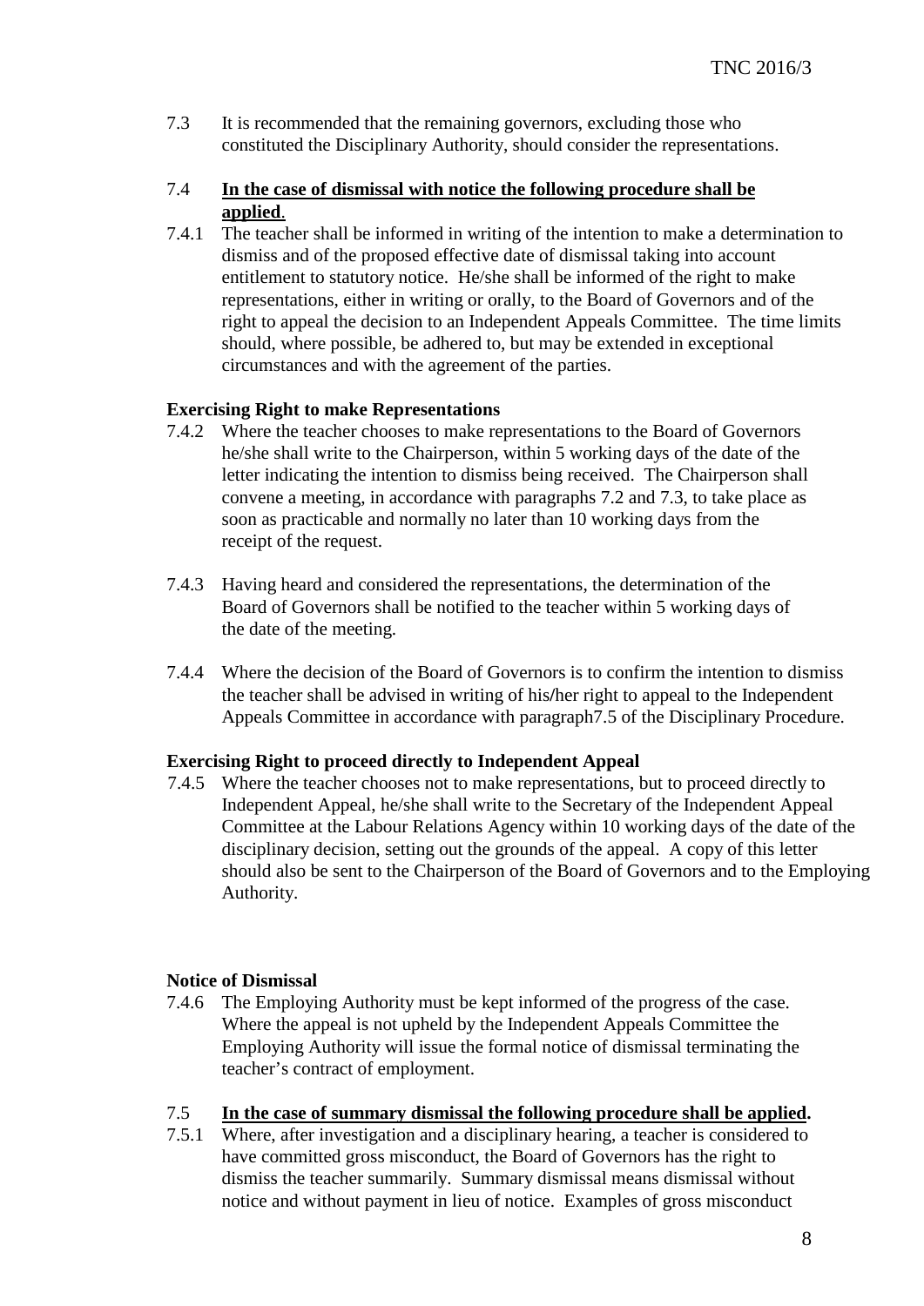7.3 It is recommended that the remaining governors, excluding those who constituted the Disciplinary Authority, should consider the representations.

7.4 **In the case of dismissal with notice the following procedure shall be applied**.

7.4.1 The teacher shall be informed in writing of the intention to make a determination to dismiss and of the proposed effective date of dismissal taking into account entitlement to statutory notice. He/she shall be informed of the right to make representations, either in writing or orally, to the Board of Governors and of the right to appeal the decision to an Independent Appeals Committee. The time limits should, where possible, be adhered to, but may be extended in exceptional circumstances and with the agreement of the parties.

**Exercising Right to make Representations**

7.4.2 Where the teacher chooses to make representations to the Board of Governors he/she shall write to the Chairperson, within 5 working days of the date of the letter indicating the intention to dismiss being received. The Chairperson shall convene a meeting, in accordance with paragraphs 7.2 and 7.3, to take place as soon as practicable and normally no later than 10 working days from the receipt of the request.

7.4.3 Having heard and considered the representations, the determination of the Board of Governors shall be notified to the teacher within 5 working days of the date of the meeting.

7.4.4 Where the decision of the Board of Governors is to confirm the intention to dismiss the teacher shall be advised in writing of his/her right to appeal to the Independent Appeals Committee in accordance with paragraph7.5 of the Disciplinary Procedure.

**Exercising Right to proceed directly to Independent Appeal**

7.4.5 Where the teacher chooses not to make representations, but to proceed directly to Independent Appeal, he/she shall write to the Secretary of the Independent Appeal Committee at the Labour Relations Agency within 10 working days of the date of the disciplinary decision, setting out the grounds of the appeal. A copy of this letter should also be sent to the Chairperson of the Board of Governors and to the Employing Authority.

**Notice of Dismissal**

7.4.6 The Employing Authority must be kept informed of the progress of the case. Where the appeal is not upheld by the Independent Appeals Committee the Employing Authority will issue the formal notice of dismissal terminating the teacher's contract of employment.

7.5 **In the case of summary dismissal the following procedure shall be applied.**

7.5.1 Where, after investigation and a disciplinary hearing, a teacher is considered to have committed gross misconduct, the Board of Governors has the right to dismiss the teacher summarily. Summary dismissal means dismissal without notice and without payment in lieu of notice. Examples of gross misconduct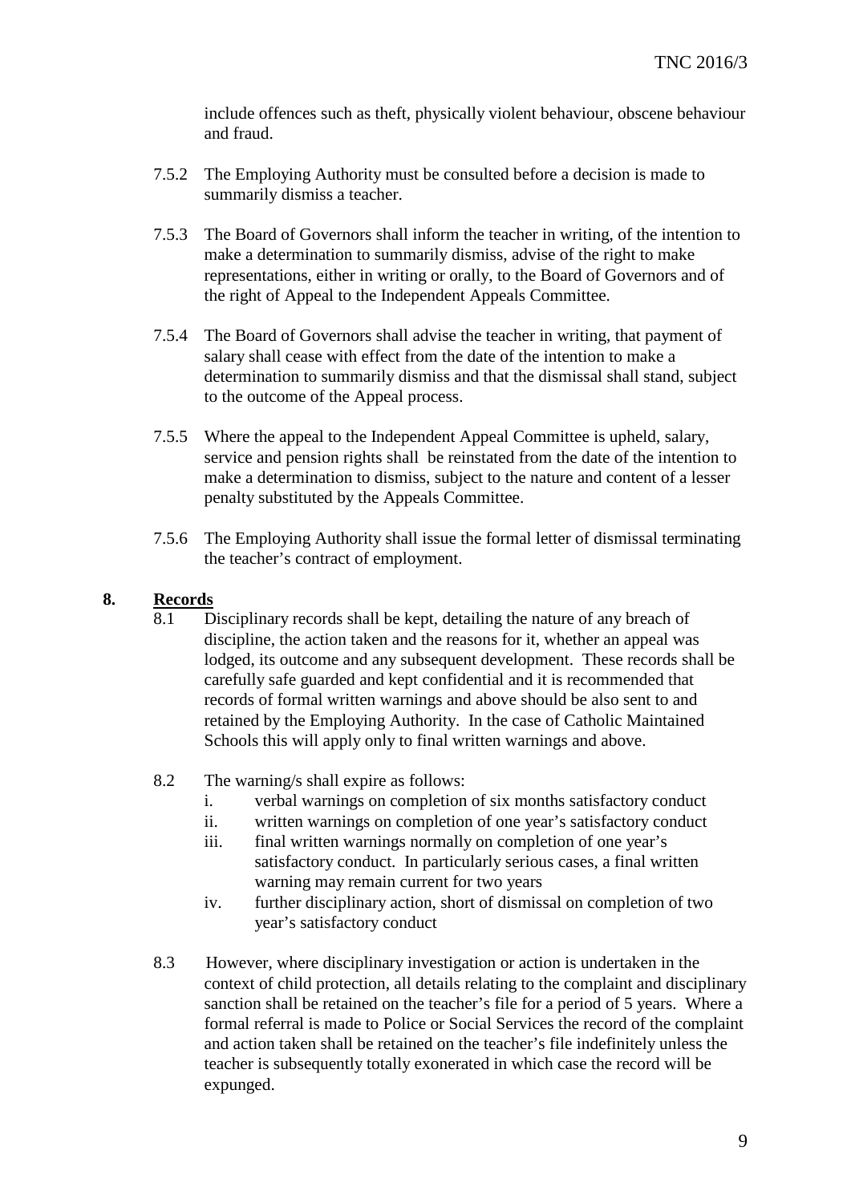include offences such as theft, physically violent behaviour, obscene behaviour and fraud.

7.5.2 The Employing Authority must be consulted before a decision is made to summarily dismiss a teacher.

7.5.3 The Board of Governors shall inform the teacher in writing, of the intention to make a determination to summarily dismiss, advise of the right to make representations, either in writing or orally, to the Board of Governors and of the right of Appeal to the Independent Appeals Committee.

7.5.4 The Board of Governors shall advise the teacher in writing, that payment of salary shall cease with effect from the date of the intention to make a determination to summarily dismiss and that the dismissal shall stand, subject to the outcome of the Appeal process.

7.5.5 Where the appeal to the Independent Appeal Committee is upheld, salary, service and pension rights shall be reinstated from the date of the intention to make a determination to dismiss, subject to the nature and content of a lesser penalty substituted by the Appeals Committee.

7.5.6 The Employing Authority shall issue the formal letter of dismissal terminating the teacher's contract of employment.

## 8. Records

8.1 Disciplinary records shall be kept, detailing the nature of any breach of discipline, the action taken and the reasons for it, whether an appeal was lodged, its outcome and any subsequent development. These records shall be carefully safe guarded and kept confidential and it is recommended that records of formal written warnings and above should be also sent to and retained by the Employing Authority. In the case of Catholic Maintained Schools this will apply only to final written warnings and above.

8.2 The warning/s shall expire as follows:

i. verbal warnings on completion of six months satisfactory conduct
ii. written warnings on completion of one year's satisfactory conduct
iii. final written warnings normally on completion of one year's satisfactory conduct. In particularly serious cases, a final written warning may remain current for two years
iv. further disciplinary action, short of dismissal on completion of two year's satisfactory conduct

8.3 However, where disciplinary investigation or action is undertaken in the context of child protection, all details relating to the complaint and disciplinary sanction shall be retained on the teacher's file for a period of 5 years. Where a formal referral is made to Police or Social Services the record of the complaint and action taken shall be retained on the teacher's file indefinitely unless the teacher is subsequently totally exonerated in which case the record will be expunged.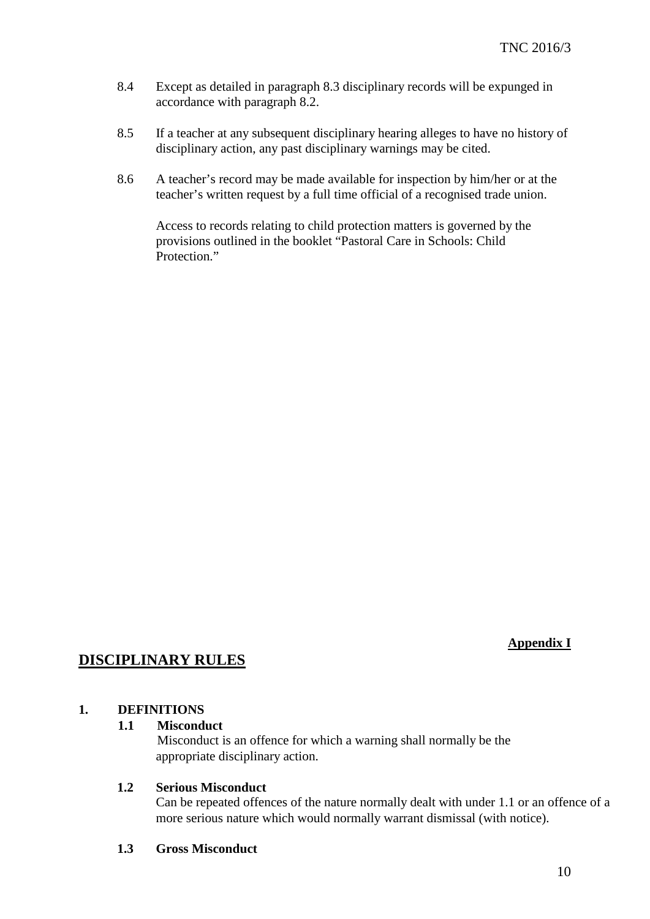8.4 Except as detailed in paragraph 8.3 disciplinary records will be expunged in accordance with paragraph 8.2.

8.5 If a teacher at any subsequent disciplinary hearing alleges to have no history of disciplinary action, any past disciplinary warnings may be cited.

8.6 A teacher's record may be made available for inspection by him/her or at the teacher's written request by a full time official of a recognised trade union.

Access to records relating to child protection matters is governed by the provisions outlined in the booklet "Pastoral Care in Schools: Child Protection."

**Appendix I**

# DISCIPLINARY RULES

## 1. DEFINITIONS

### 1.1 Misconduct

Misconduct is an offence for which a warning shall normally be the appropriate disciplinary action.

### 1.2 Serious Misconduct

Can be repeated offences of the nature normally dealt with under 1.1 or an offence of a more serious nature which would normally warrant dismissal (with notice).

### 1.3 Gross Misconduct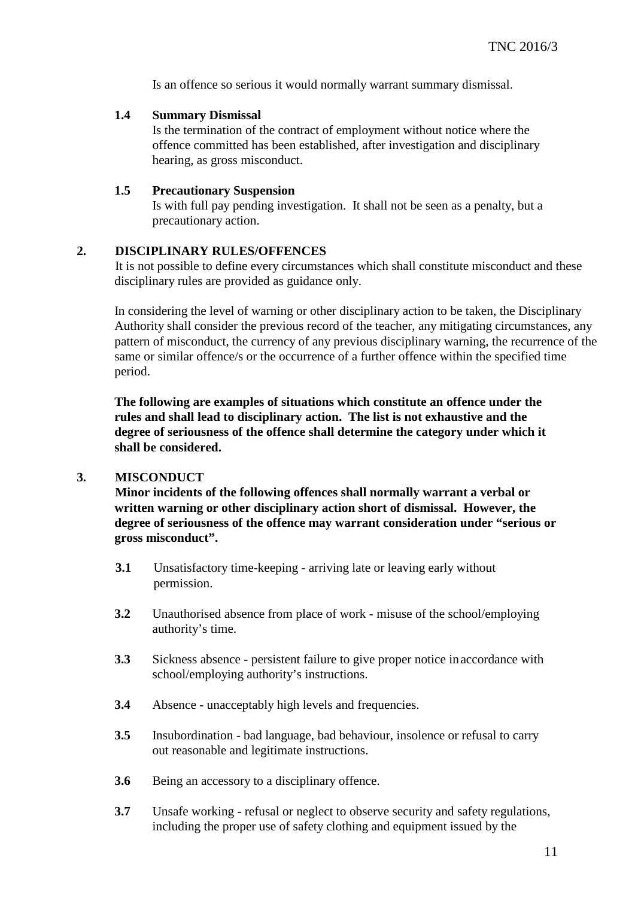Is an offence so serious it would normally warrant summary dismissal.

**1.4 Summary Dismissal**

Is the termination of the contract of employment without notice where the offence committed has been established, after investigation and disciplinary hearing, as gross misconduct.

**1.5 Precautionary Suspension**

Is with full pay pending investigation. It shall not be seen as a penalty, but a precautionary action.

## 2. DISCIPLINARY RULES/OFFENCES

It is not possible to define every circumstances which shall constitute misconduct and these disciplinary rules are provided as guidance only.

In considering the level of warning or other disciplinary action to be taken, the Disciplinary Authority shall consider the previous record of the teacher, any mitigating circumstances, any pattern of misconduct, the currency of any previous disciplinary warning, the recurrence of the same or similar offence/s or the occurrence of a further offence within the specified time period.

**The following are examples of situations which constitute an offence under the rules and shall lead to disciplinary action. The list is not exhaustive and the degree of seriousness of the offence shall determine the category under which it shall be considered.**

## 3. MISCONDUCT

**Minor incidents of the following offences shall normally warrant a verbal or written warning or other disciplinary action short of dismissal. However, the degree of seriousness of the offence may warrant consideration under "serious or gross misconduct".**

**3.1** Unsatisfactory time-keeping - arriving late or leaving early without permission.

**3.2** Unauthorised absence from place of work - misuse of the school/employing authority's time.

**3.3** Sickness absence - persistent failure to give proper notice in accordance with school/employing authority's instructions.

**3.4** Absence - unacceptably high levels and frequencies.

**3.5** Insubordination - bad language, bad behaviour, insolence or refusal to carry out reasonable and legitimate instructions.

**3.6** Being an accessory to a disciplinary offence.

**3.7** Unsafe working - refusal or neglect to observe security and safety regulations, including the proper use of safety clothing and equipment issued by the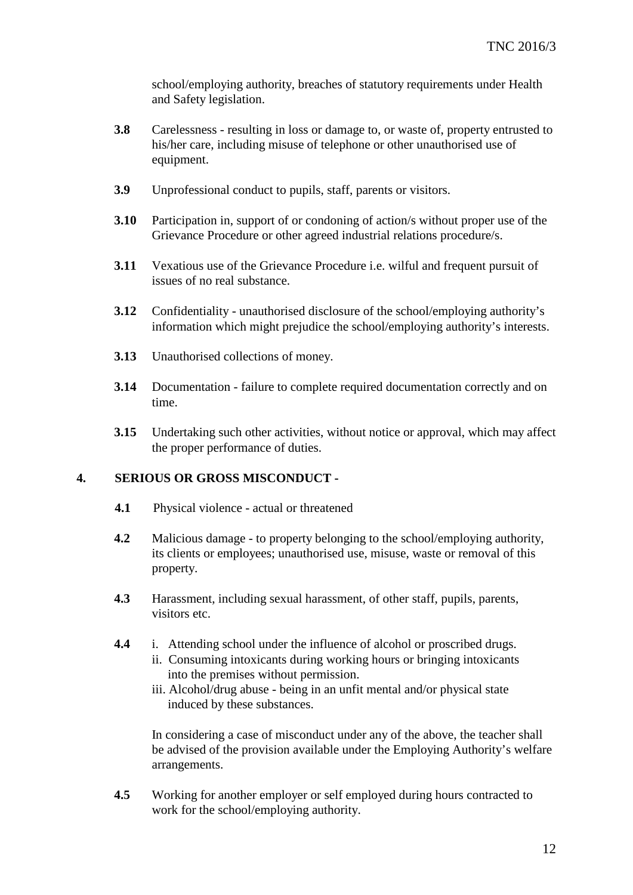school/employing authority, breaches of statutory requirements under Health and Safety legislation.

**3.8** Carelessness - resulting in loss or damage to, or waste of, property entrusted to his/her care, including misuse of telephone or other unauthorised use of equipment.

**3.9** Unprofessional conduct to pupils, staff, parents or visitors.

**3.10** Participation in, support of or condoning of action/s without proper use of the Grievance Procedure or other agreed industrial relations procedure/s.

**3.11** Vexatious use of the Grievance Procedure i.e. wilful and frequent pursuit of issues of no real substance.

**3.12** Confidentiality - unauthorised disclosure of the school/employing authority's information which might prejudice the school/employing authority's interests.

**3.13** Unauthorised collections of money.

**3.14** Documentation - failure to complete required documentation correctly and on time.

**3.15** Undertaking such other activities, without notice or approval, which may affect the proper performance of duties.

## 4. SERIOUS OR GROSS MISCONDUCT -

**4.1** Physical violence - actual or threatened

**4.2** Malicious damage - to property belonging to the school/employing authority, its clients or employees; unauthorised use, misuse, waste or removal of this property.

**4.3** Harassment, including sexual harassment, of other staff, pupils, parents, visitors etc.

**4.4**
- i. Attending school under the influence of alcohol or proscribed drugs.
- ii. Consuming intoxicants during working hours or bringing intoxicants into the premises without permission.
- iii. Alcohol/drug abuse - being in an unfit mental and/or physical state induced by these substances.

In considering a case of misconduct under any of the above, the teacher shall be advised of the provision available under the Employing Authority's welfare arrangements.

**4.5** Working for another employer or self employed during hours contracted to work for the school/employing authority.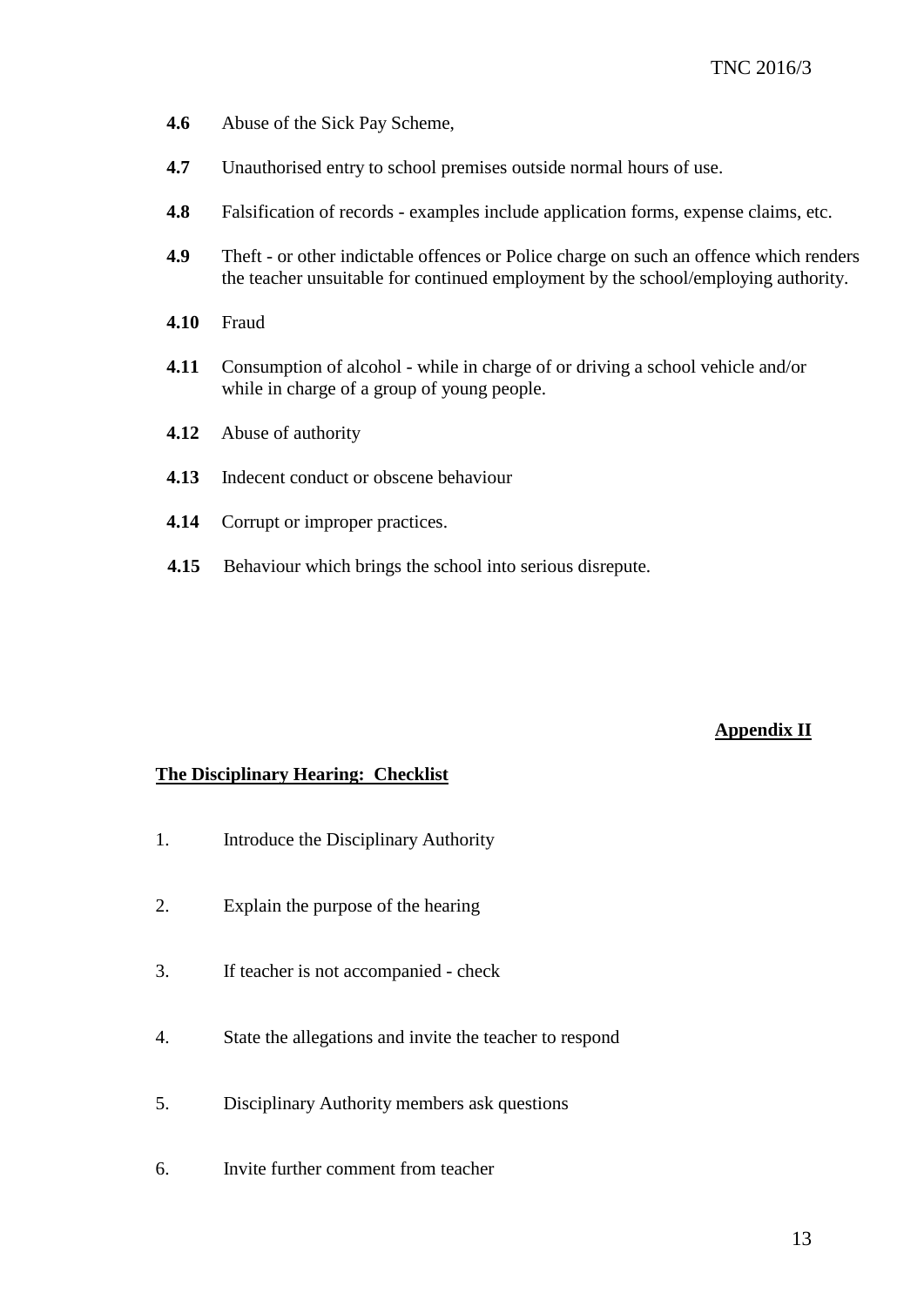**4.6** Abuse of the Sick Pay Scheme,

**4.7** Unauthorised entry to school premises outside normal hours of use.

**4.8** Falsification of records - examples include application forms, expense claims, etc.

**4.9** Theft - or other indictable offences or Police charge on such an offence which renders the teacher unsuitable for continued employment by the school/employing authority.

**4.10** Fraud

**4.11** Consumption of alcohol - while in charge of or driving a school vehicle and/or while in charge of a group of young people.

**4.12** Abuse of authority

**4.13** Indecent conduct or obscene behaviour

**4.14** Corrupt or improper practices.

**4.15** Behaviour which brings the school into serious disrepute.

**Appendix II**

**The Disciplinary Hearing: Checklist**

1. Introduce the Disciplinary Authority

2. Explain the purpose of the hearing

3. If teacher is not accompanied - check

4. State the allegations and invite the teacher to respond

5. Disciplinary Authority members ask questions

6. Invite further comment from teacher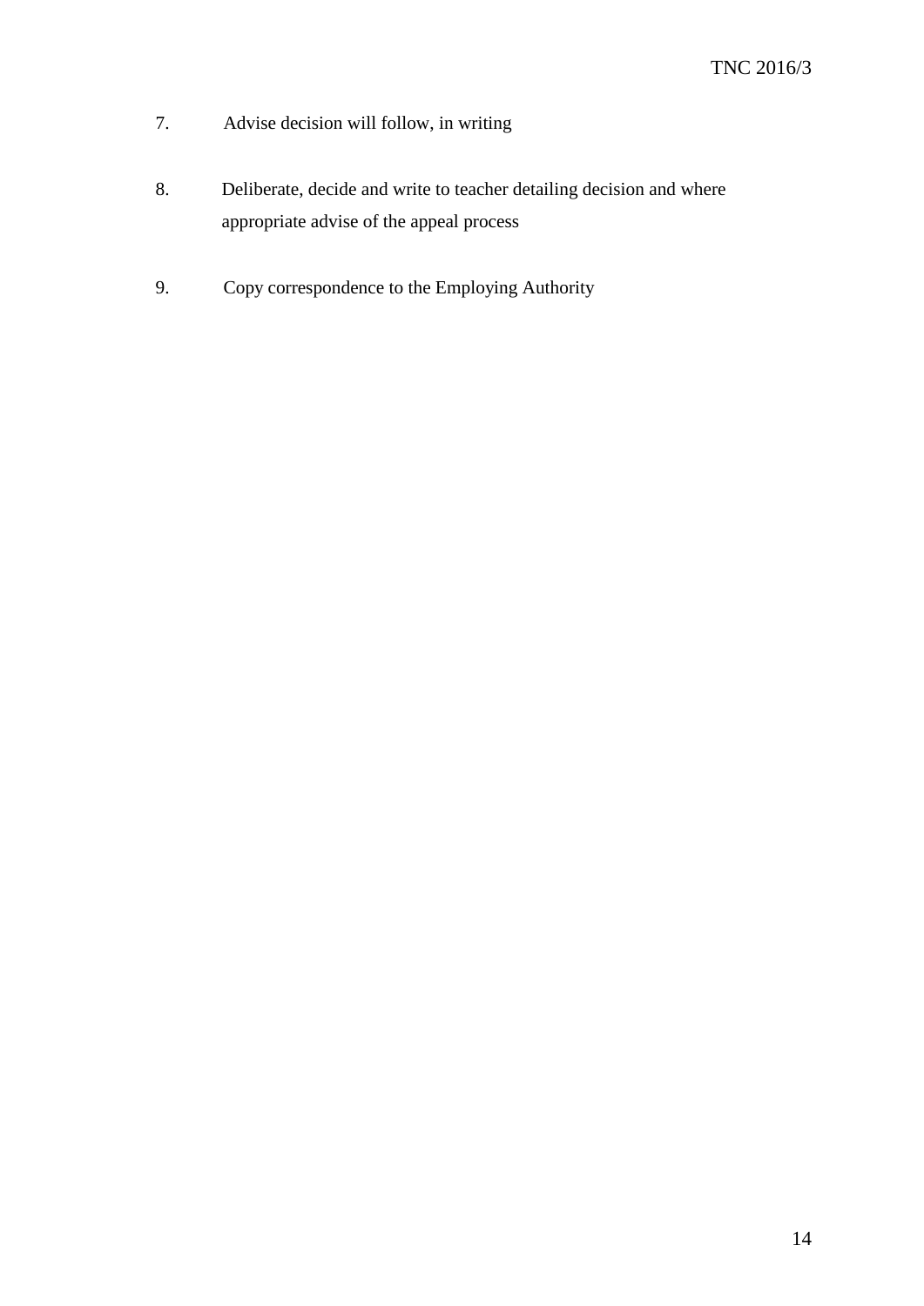7. Advise decision will follow, in writing

8. Deliberate, decide and write to teacher detailing decision and where appropriate advise of the appeal process

9. Copy correspondence to the Employing Authority